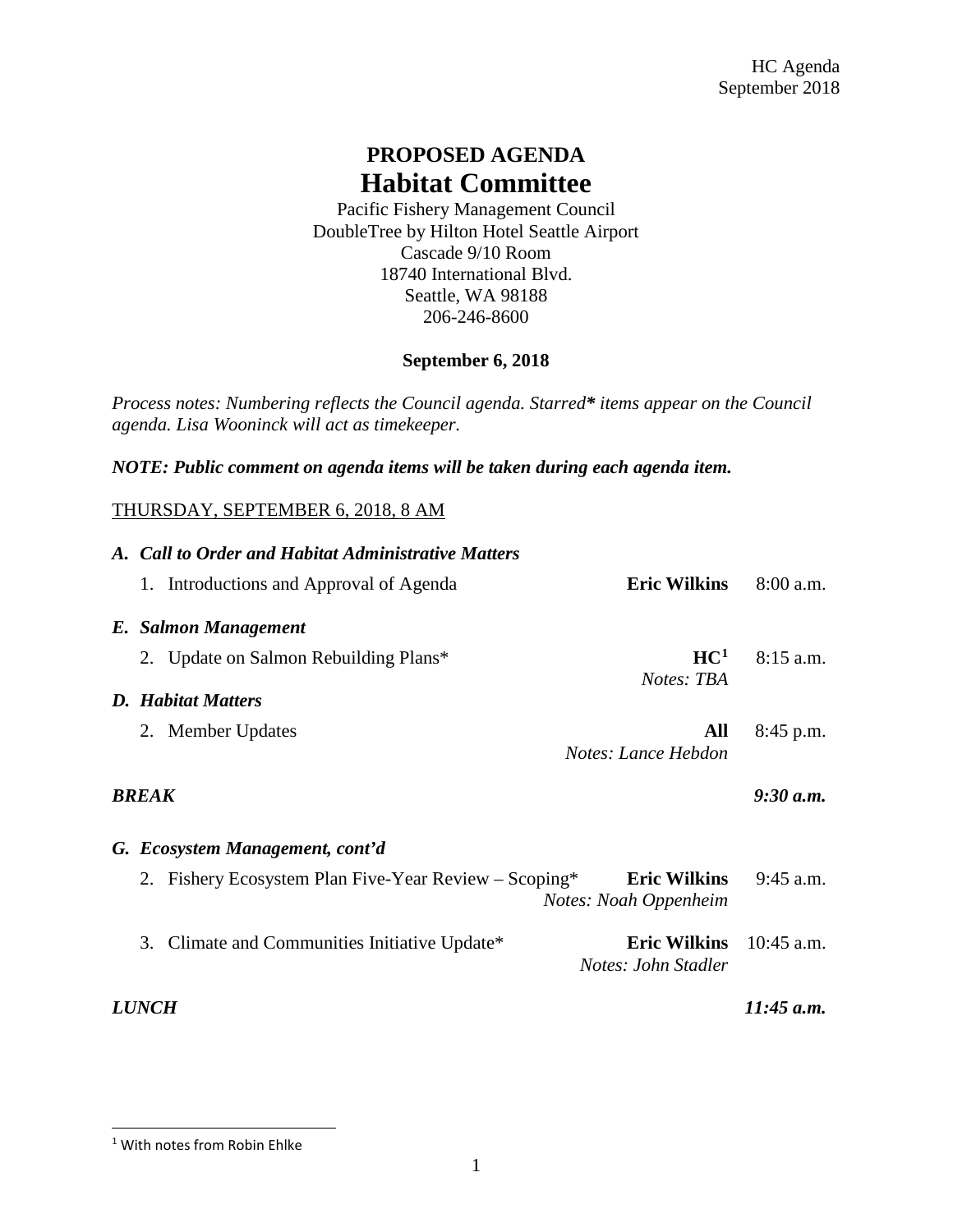HC Agenda
September 2018

# PROPOSED AGENDA
# Habitat Committee

Pacific Fishery Management Council
DoubleTree by Hilton Hotel Seattle Airport
Cascade 9/10 Room
18740 International Blvd.
Seattle, WA 98188
206-246-8600

**September 6, 2018**

*Process notes: Numbering reflects the Council agenda. Starred* items appear on the Council agenda. Lisa Wooninck will act as timekeeper.*

***NOTE: Public comment on agenda items will be taken during each agenda item.***

THURSDAY, SEPTEMBER 6, 2018, 8 AM

### *A. Call to Order and Habitat Administrative Matters*

1. Introductions and Approval of Agenda — **Eric Wilkins** — 8:00 a.m.

### *E. Salmon Management*

2. Update on Salmon Rebuilding Plans* — **HC**[1] — 8:15 a.m.
   *Notes: TBA*

### *D. Habitat Matters*

2. Member Updates — **All** — 8:45 p.m.
   *Notes: Lance Hebdon*

***BREAK*** — ***9:30 a.m.***

### *G. Ecosystem Management, cont'd*

2. Fishery Ecosystem Plan Five-Year Review – Scoping* — **Eric Wilkins** — 9:45 a.m.
   *Notes: Noah Oppenheim*

3. Climate and Communities Initiative Update* — **Eric Wilkins** — 10:45 a.m.
   *Notes: John Stadler*

***LUNCH*** — ***11:45 a.m.***

---

[1] With notes from Robin Ehlke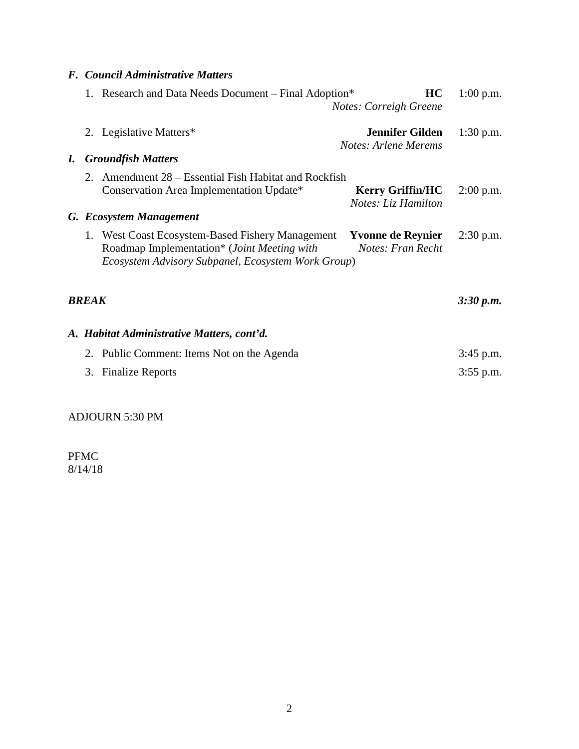### *F. Council Administrative Matters*

1. Research and Data Needs Document – Final Adoption* — **HC** — 1:00 p.m.
   *Notes: Correigh Greene*

2. Legislative Matters* — **Jennifer Gilden** — 1:30 p.m.
   *Notes: Arlene Merems*

### *I. Groundfish Matters*

2. Amendment 28 – Essential Fish Habitat and Rockfish Conservation Area Implementation Update* — **Kerry Griffin/HC** — 2:00 p.m.
   *Notes: Liz Hamilton*

### *G. Ecosystem Management*

1. West Coast Ecosystem-Based Fishery Management Roadmap Implementation* (*Joint Meeting with Ecosystem Advisory Subpanel, Ecosystem Work Group*) — **Yvonne de Reynier** — 2:30 p.m.
   *Notes: Fran Recht*

***BREAK*** — ***3:30 p.m.***

### *A. Habitat Administrative Matters, cont'd.*

2. Public Comment: Items Not on the Agenda — 3:45 p.m.
3. Finalize Reports — 3:55 p.m.

ADJOURN 5:30 PM

PFMC
8/14/18